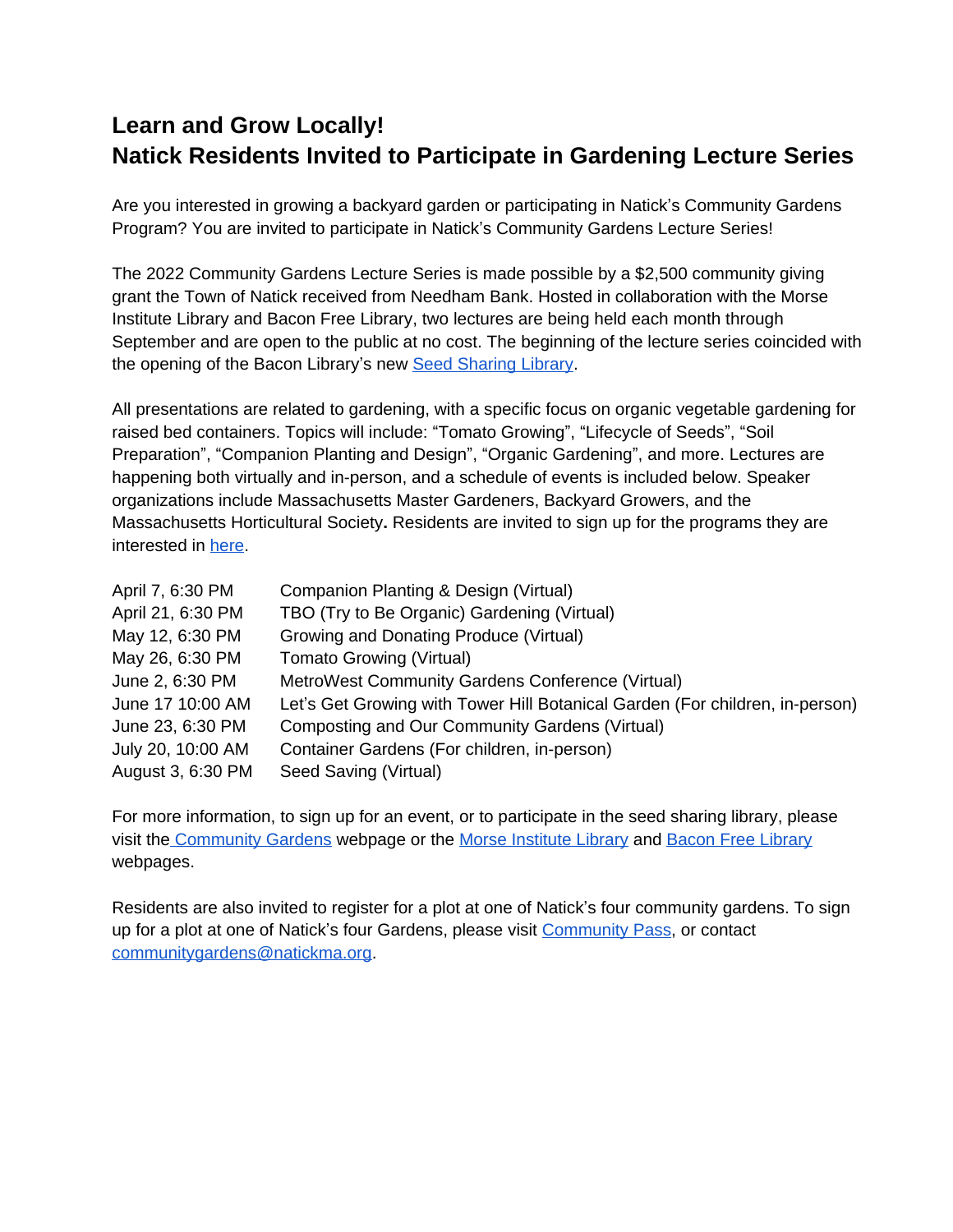# Learn and Grow Locally!
# Natick Residents Invited to Participate in Gardening Lecture Series

Are you interested in growing a backyard garden or participating in Natick's Community Gardens Program? You are invited to participate in Natick's Community Gardens Lecture Series!

The 2022 Community Gardens Lecture Series is made possible by a $2,500 community giving grant the Town of Natick received from Needham Bank. Hosted in collaboration with the Morse Institute Library and Bacon Free Library, two lectures are being held each month through September and are open to the public at no cost. The beginning of the lecture series coincided with the opening of the Bacon Library's new Seed Sharing Library.

All presentations are related to gardening, with a specific focus on organic vegetable gardening for raised bed containers. Topics will include: "Tomato Growing", "Lifecycle of Seeds", "Soil Preparation", "Companion Planting and Design", "Organic Gardening", and more. Lectures are happening both virtually and in-person, and a schedule of events is included below. Speaker organizations include Massachusetts Master Gardeners, Backyard Growers, and the Massachusetts Horticultural Society**.** Residents are invited to sign up for the programs they are interested in here.

| | |
|---|---|
| April 7, 6:30 PM | Companion Planting & Design (Virtual) |
| April 21, 6:30 PM | TBO (Try to Be Organic) Gardening (Virtual) |
| May 12, 6:30 PM | Growing and Donating Produce (Virtual) |
| May 26, 6:30 PM | Tomato Growing (Virtual) |
| June 2, 6:30 PM | MetroWest Community Gardens Conference (Virtual) |
| June 17 10:00 AM | Let's Get Growing with Tower Hill Botanical Garden (For children, in-person) |
| June 23, 6:30 PM | Composting and Our Community Gardens (Virtual) |
| July 20, 10:00 AM | Container Gardens (For children, in-person) |
| August 3, 6:30 PM | Seed Saving (Virtual) |

For more information, to sign up for an event, or to participate in the seed sharing library, please visit the Community Gardens webpage or the Morse Institute Library and Bacon Free Library webpages.

Residents are also invited to register for a plot at one of Natick's four community gardens. To sign up for a plot at one of Natick's four Gardens, please visit Community Pass, or contact communitygardens@natickma.org.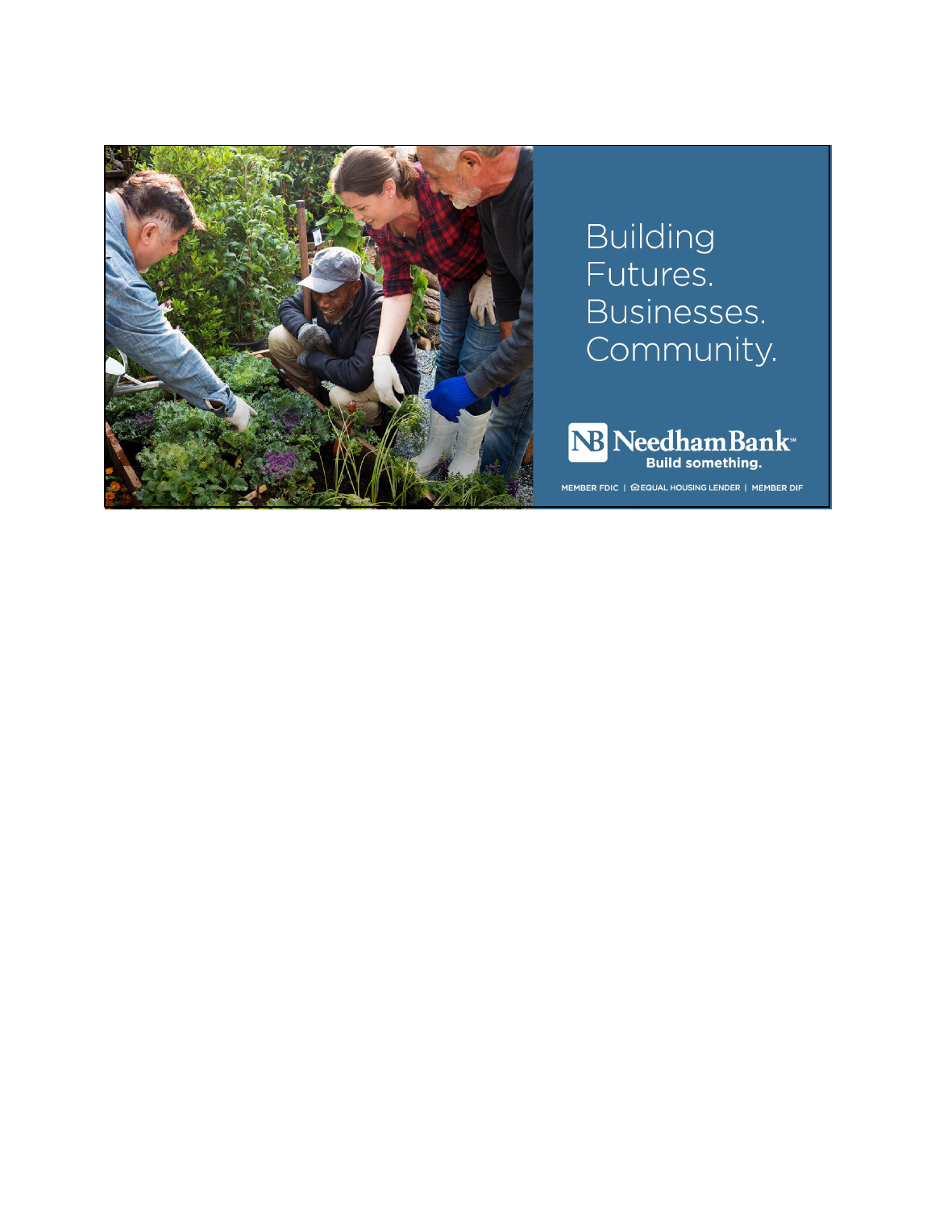Building Futures. Businesses. Community.

NB NeedhamBank℠
Build something.

MEMBER FDIC | EQUAL HOUSING LENDER | MEMBER DIF